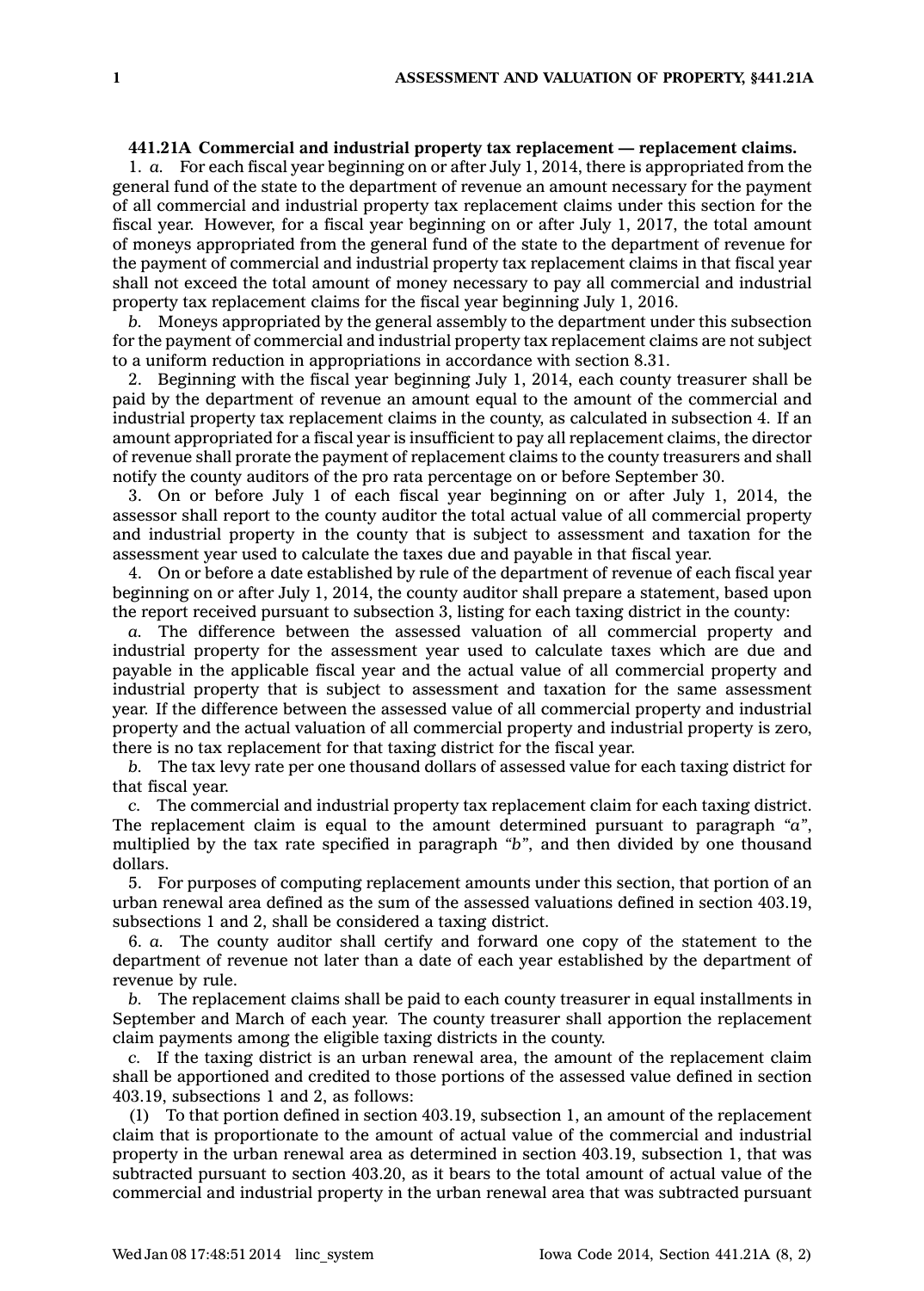**441.21A Commercial and industrial property tax replacement — replacement claims.**

1. *a.* For each fiscal year beginning on or after July 1, 2014, there is appropriated from the general fund of the state to the department of revenue an amount necessary for the payment of all commercial and industrial property tax replacement claims under this section for the fiscal year. However, for a fiscal year beginning on or after July 1, 2017, the total amount of moneys appropriated from the general fund of the state to the department of revenue for the payment of commercial and industrial property tax replacement claims in that fiscal year shall not exceed the total amount of money necessary to pay all commercial and industrial property tax replacement claims for the fiscal year beginning July 1, 2016.

*b.* Moneys appropriated by the general assembly to the department under this subsection for the payment of commercial and industrial property tax replacement claims are not subject to a uniform reduction in appropriations in accordance with section 8.31.

2. Beginning with the fiscal year beginning July 1, 2014, each county treasurer shall be paid by the department of revenue an amount equal to the amount of the commercial and industrial property tax replacement claims in the county, as calculated in subsection 4. If an amount appropriated for a fiscal year is insufficient to pay all replacement claims, the director of revenue shall prorate the payment of replacement claims to the county treasurers and shall notify the county auditors of the pro rata percentage on or before September 30.

3. On or before July 1 of each fiscal year beginning on or after July 1, 2014, the assessor shall report to the county auditor the total actual value of all commercial property and industrial property in the county that is subject to assessment and taxation for the assessment year used to calculate the taxes due and payable in that fiscal year.

4. On or before a date established by rule of the department of revenue of each fiscal year beginning on or after July 1, 2014, the county auditor shall prepare a statement, based upon the report received pursuant to subsection 3, listing for each taxing district in the county:

*a.* The difference between the assessed valuation of all commercial property and industrial property for the assessment year used to calculate taxes which are due and payable in the applicable fiscal year and the actual value of all commercial property and industrial property that is subject to assessment and taxation for the same assessment year. If the difference between the assessed value of all commercial property and industrial property and the actual valuation of all commercial property and industrial property is zero, there is no tax replacement for that taxing district for the fiscal year.

*b.* The tax levy rate per one thousand dollars of assessed value for each taxing district for that fiscal year.

*c.* The commercial and industrial property tax replacement claim for each taxing district. The replacement claim is equal to the amount determined pursuant to paragraph *"a"*, multiplied by the tax rate specified in paragraph *"b"*, and then divided by one thousand dollars.

5. For purposes of computing replacement amounts under this section, that portion of an urban renewal area defined as the sum of the assessed valuations defined in section 403.19, subsections 1 and 2, shall be considered a taxing district.

6. *a.* The county auditor shall certify and forward one copy of the statement to the department of revenue not later than a date of each year established by the department of revenue by rule.

*b.* The replacement claims shall be paid to each county treasurer in equal installments in September and March of each year. The county treasurer shall apportion the replacement claim payments among the eligible taxing districts in the county.

*c.* If the taxing district is an urban renewal area, the amount of the replacement claim shall be apportioned and credited to those portions of the assessed value defined in section 403.19, subsections 1 and 2, as follows:

(1) To that portion defined in section 403.19, subsection 1, an amount of the replacement claim that is proportionate to the amount of actual value of the commercial and industrial property in the urban renewal area as determined in section 403.19, subsection 1, that was subtracted pursuant to section 403.20, as it bears to the total amount of actual value of the commercial and industrial property in the urban renewal area that was subtracted pursuant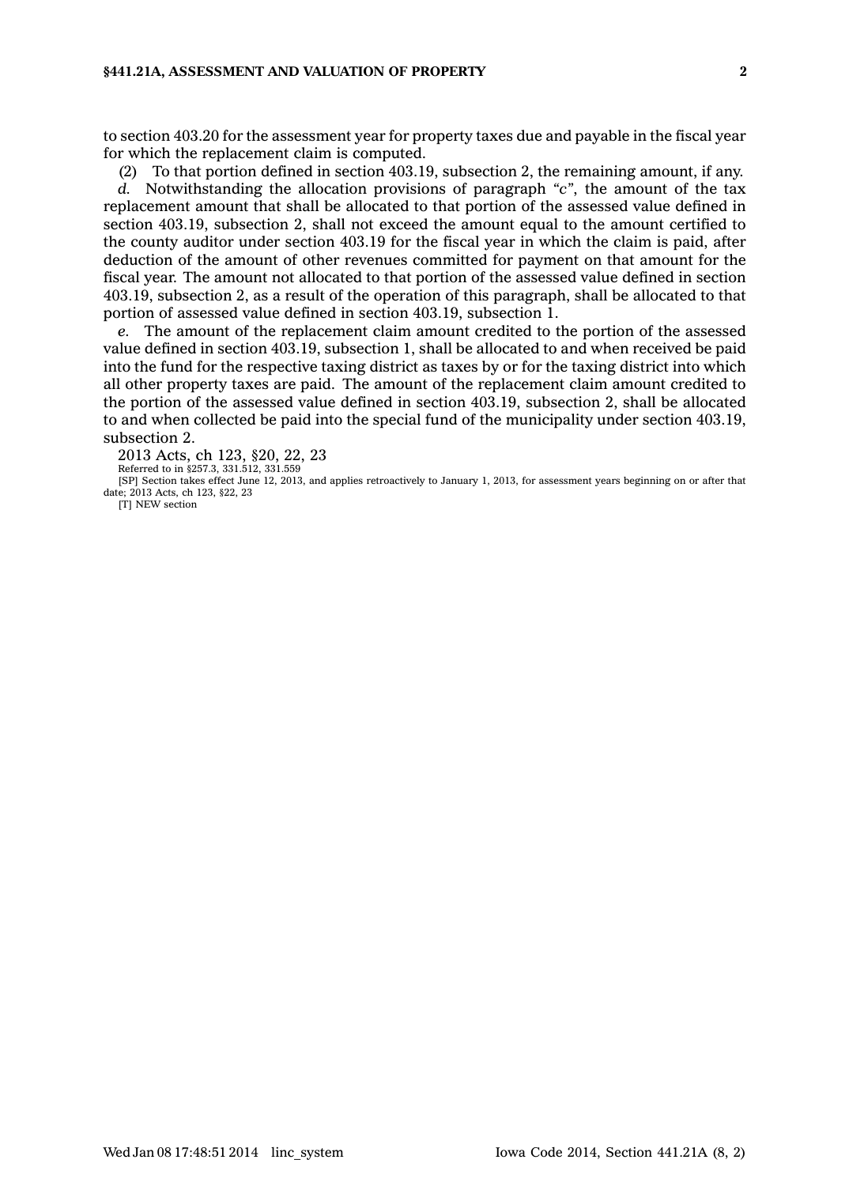to section 403.20 for the assessment year for property taxes due and payable in the fiscal year for which the replacement claim is computed.

(2) To that portion defined in section 403.19, subsection 2, the remaining amount, if any.

*d.* Notwithstanding the allocation provisions of paragraph "*c*", the amount of the tax replacement amount that shall be allocated to that portion of the assessed value defined in section 403.19, subsection 2, shall not exceed the amount equal to the amount certified to the county auditor under section 403.19 for the fiscal year in which the claim is paid, after deduction of the amount of other revenues committed for payment on that amount for the fiscal year. The amount not allocated to that portion of the assessed value defined in section 403.19, subsection 2, as a result of the operation of this paragraph, shall be allocated to that portion of assessed value defined in section 403.19, subsection 1.

*e.* The amount of the replacement claim amount credited to the portion of the assessed value defined in section 403.19, subsection 1, shall be allocated to and when received be paid into the fund for the respective taxing district as taxes by or for the taxing district into which all other property taxes are paid. The amount of the replacement claim amount credited to the portion of the assessed value defined in section 403.19, subsection 2, shall be allocated to and when collected be paid into the special fund of the municipality under section 403.19, subsection 2.

2013 Acts, ch 123, §20, 22, 23

Referred to in §257.3, 331.512, 331.559

[SP] Section takes effect June 12, 2013, and applies retroactively to January 1, 2013, for assessment years beginning on or after that date; 2013 Acts, ch 123, §22, 23

[T] NEW section